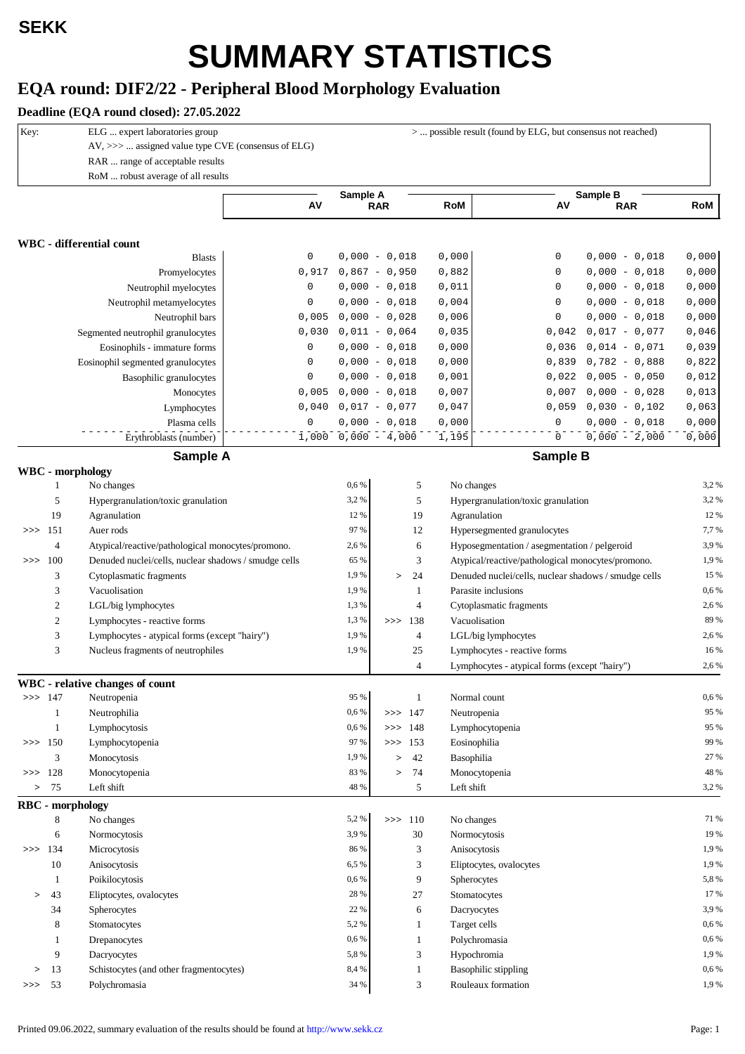**SEKK**

# SUMMARY STATISTICS

## EQA round: DIF2/22 - Peripheral Blood Morphology Evaluation

### Deadline (EQA round closed): 27.05.2022

Key:
- ELG ... expert laboratories group
- AV, >>> ... assigned value type CVE (consensus of ELG)
- RAR ... range of acceptable results
- RoM ... robust average of all results
- > ... possible result (found by ELG, but consensus not reached)

### WBC - differential count

| | Sample A AV | Sample A RAR | Sample A RoM | Sample B AV | Sample B RAR | Sample B RoM |
|---|---|---|---|---|---|---|
| Blasts | 0 | 0,000 - 0,018 | 0,000 | 0 | 0,000 - 0,018 | 0,000 |
| Promyelocytes | 0,917 | 0,867 - 0,950 | 0,882 | 0 | 0,000 - 0,018 | 0,000 |
| Neutrophil myelocytes | 0 | 0,000 - 0,018 | 0,011 | 0 | 0,000 - 0,018 | 0,000 |
| Neutrophil metamyelocytes | 0 | 0,000 - 0,018 | 0,004 | 0 | 0,000 - 0,018 | 0,000 |
| Neutrophil bars | 0,005 | 0,000 - 0,028 | 0,006 | 0 | 0,000 - 0,018 | 0,000 |
| Segmented neutrophil granulocytes | 0,030 | 0,011 - 0,064 | 0,035 | 0,042 | 0,017 - 0,077 | 0,046 |
| Eosinophils - immature forms | 0 | 0,000 - 0,018 | 0,000 | 0,036 | 0,014 - 0,071 | 0,039 |
| Eosinophil segmented granulocytes | 0 | 0,000 - 0,018 | 0,000 | 0,839 | 0,782 - 0,888 | 0,822 |
| Basophilic granulocytes | 0 | 0,000 - 0,018 | 0,001 | 0,022 | 0,005 - 0,050 | 0,012 |
| Monocytes | 0,005 | 0,000 - 0,018 | 0,007 | 0,007 | 0,000 - 0,028 | 0,013 |
| Lymphocytes | 0,040 | 0,017 - 0,077 | 0,047 | 0,059 | 0,030 - 0,102 | 0,063 |
| Plasma cells | 0 | 0,000 - 0,018 | 0,000 | 0 | 0,000 - 0,018 | 0,000 |
| Erythroblasts (number) | 1,000 | 0,000 - 4,000 | 1,195 | 0 | 0,000 - 2,000 | 0,000 |

### WBC - morphology

**Sample A**

| | Count | Finding | % |
|---|---|---|---|
| | 1 | No changes | 0,6 % |
| | 5 | Hypergranulation/toxic granulation | 3,2 % |
| | 19 | Agranulation | 12 % |
| >>> | 151 | Auer rods | 97 % |
| | 4 | Atypical/reactive/pathological monocytes/promono. | 2,6 % |
| >>> | 100 | Denuded nuclei/cells, nuclear shadows / smudge cells | 65 % |
| | 3 | Cytoplasmatic fragments | 1,9 % |
| | 3 | Vacuolisation | 1,9 % |
| | 2 | LGL/big lymphocytes | 1,3 % |
| | 2 | Lymphocytes - reactive forms | 1,3 % |
| | 3 | Lymphocytes - atypical forms (except "hairy") | 1,9 % |
| | 3 | Nucleus fragments of neutrophiles | 1,9 % |

**Sample B**

| | Count | Finding | % |
|---|---|---|---|
| | 5 | No changes | 3,2 % |
| | 5 | Hypergranulation/toxic granulation | 3,2 % |
| | 19 | Agranulation | 12 % |
| | 12 | Hypersegmented granulocytes | 7,7 % |
| | 6 | Hyposegmentation / asegmentation / pelgeroid | 3,9 % |
| | 3 | Atypical/reactive/pathological monocytes/promono. | 1,9 % |
| > | 24 | Denuded nuclei/cells, nuclear shadows / smudge cells | 15 % |
| | 1 | Parasite inclusions | 0,6 % |
| | 4 | Cytoplasmatic fragments | 2,6 % |
| >>> | 138 | Vacuolisation | 89 % |
| | 4 | LGL/big lymphocytes | 2,6 % |
| | 25 | Lymphocytes - reactive forms | 16 % |
| | 4 | Lymphocytes - atypical forms (except "hairy") | 2,6 % |

### WBC - relative changes of count

**Sample A**

| | Count | Finding | % |
|---|---|---|---|
| >>> | 147 | Neutropenia | 95 % |
| | 1 | Neutrophilia | 0,6 % |
| | 1 | Lymphocytosis | 0,6 % |
| >>> | 150 | Lymphocytopenia | 97 % |
| | 3 | Monocytosis | 1,9 % |
| >>> | 128 | Monocytopenia | 83 % |
| > | 75 | Left shift | 48 % |

**Sample B**

| | Count | Finding | % |
|---|---|---|---|
| | 1 | Normal count | 0,6 % |
| >>> | 147 | Neutropenia | 95 % |
| >>> | 148 | Lymphocytopenia | 95 % |
| >>> | 153 | Eosinophilia | 99 % |
| > | 42 | Basophilia | 27 % |
| > | 74 | Monocytopenia | 48 % |
| | 5 | Left shift | 3,2 % |

### RBC - morphology

**Sample A**

| | Count | Finding | % |
|---|---|---|---|
| | 8 | No changes | 5,2 % |
| | 6 | Normocytosis | 3,9 % |
| >>> | 134 | Microcytosis | 86 % |
| | 10 | Anisocytosis | 6,5 % |
| | 1 | Poikilocytosis | 0,6 % |
| > | 43 | Eliptocytes, ovalocytes | 28 % |
| | 34 | Spherocytes | 22 % |
| | 8 | Stomatocytes | 5,2 % |
| | 1 | Drepanocytes | 0,6 % |
| | 9 | Dacryocytes | 5,8 % |
| > | 13 | Schistocytes (and other fragmentocytes) | 8,4 % |
| >>> | 53 | Polychromasia | 34 % |

**Sample B**

| | Count | Finding | % |
|---|---|---|---|
| >>> | 110 | No changes | 71 % |
| | 30 | Normocytosis | 19 % |
| | 3 | Anisocytosis | 1,9 % |
| | 3 | Eliptocytes, ovalocytes | 1,9 % |
| | 9 | Spherocytes | 5,8 % |
| | 27 | Stomatocytes | 17 % |
| | 6 | Dacryocytes | 3,9 % |
| | 1 | Target cells | 0,6 % |
| | 1 | Polychromasia | 0,6 % |
| | 3 | Hypochromia | 1,9 % |
| | 1 | Basophilic stippling | 0,6 % |
| | 3 | Rouleaux formation | 1,9 % |

Printed 09.06.2022, summary evaluation of the results should be found at http://www.sekk.cz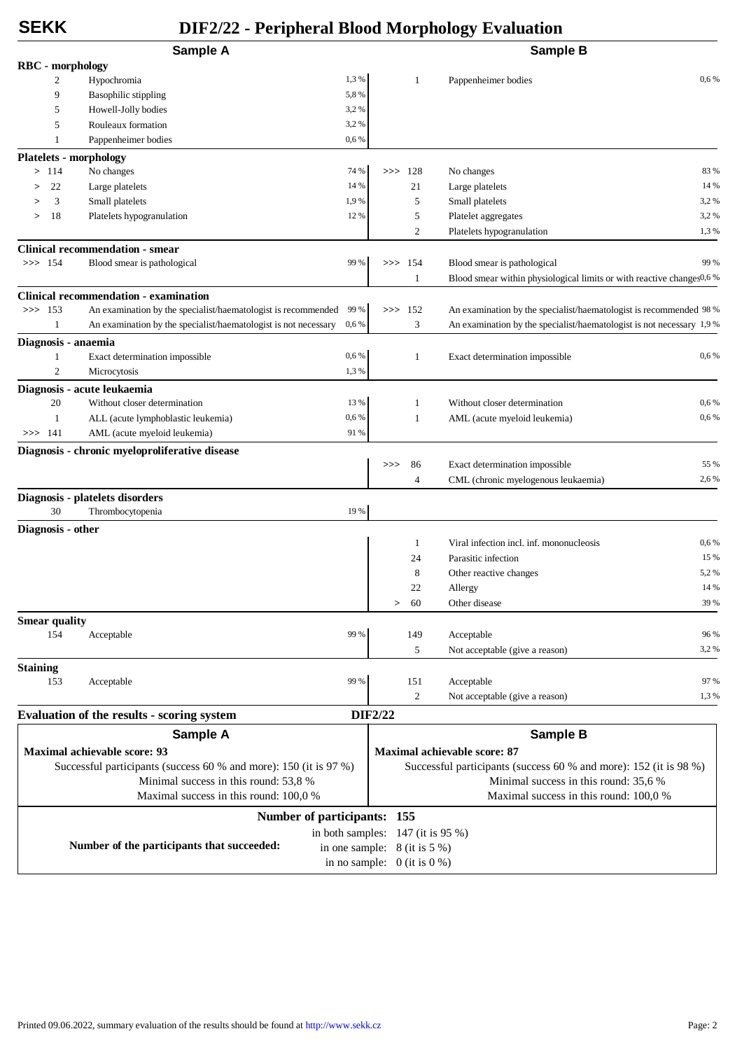**SEKK**

# DIF2/22 - Peripheral Blood Morphology Evaluation

| Sample A | | | Sample B | | |
|---|---|---|---|---|---|
| **RBC - morphology** | | | | | |
| 2 | Hypochromia | 1,3 % | 1 | Pappenheimer bodies | 0,6 % |
| 9 | Basophilic stippling | 5,8 % | | | |
| 5 | Howell-Jolly bodies | 3,2 % | | | |
| 5 | Rouleaux formation | 3,2 % | | | |
| 1 | Pappenheimer bodies | 0,6 % | | | |
| **Platelets - morphology** | | | | | |
| > 114 | No changes | 74 % | >>> 128 | No changes | 83 % |
| > 22 | Large platelets | 14 % | 21 | Large platelets | 14 % |
| > 3 | Small platelets | 1,9 % | 5 | Small platelets | 3,2 % |
| > 18 | Platelets hypogranulation | 12 % | 5 | Platelet aggregates | 3,2 % |
| | | | 2 | Platelets hypogranulation | 1,3 % |
| **Clinical recommendation - smear** | | | | | |
| >>> 154 | Blood smear is pathological | 99 % | >>> 154 | Blood smear is pathological | 99 % |
| | | | 1 | Blood smear within physiological limits or with reactive changes | 0,6 % |
| **Clinical recommendation - examination** | | | | | |
| >>> 153 | An examination by the specialist/haematologist is recommended | 99 % | >>> 152 | An examination by the specialist/haematologist is recommended | 98 % |
| 1 | An examination by the specialist/haematologist is not necessary | 0,6 % | 3 | An examination by the specialist/haematologist is not necessary | 1,9 % |
| **Diagnosis - anaemia** | | | | | |
| 1 | Exact determination impossible | 0,6 % | 1 | Exact determination impossible | 0,6 % |
| 2 | Microcytosis | 1,3 % | | | |
| **Diagnosis - acute leukaemia** | | | | | |
| 20 | Without closer determination | 13 % | 1 | Without closer determination | 0,6 % |
| 1 | ALL (acute lymphoblastic leukemia) | 0,6 % | 1 | AML (acute myeloid leukemia) | 0,6 % |
| >>> 141 | AML (acute myeloid leukemia) | 91 % | | | |
| **Diagnosis - chronic myeloproliferative disease** | | | | | |
| | | | >>> 86 | Exact determination impossible | 55 % |
| | | | 4 | CML (chronic myelogenous leukaemia) | 2,6 % |
| **Diagnosis - platelets disorders** | | | | | |
| 30 | Thrombocytopenia | 19 % | | | |
| **Diagnosis - other** | | | | | |
| | | | 1 | Viral infection incl. inf. mononucleosis | 0,6 % |
| | | | 24 | Parasitic infection | 15 % |
| | | | 8 | Other reactive changes | 5,2 % |
| | | | 22 | Allergy | 14 % |
| | | | > 60 | Other disease | 39 % |
| **Smear quality** | | | | | |
| 154 | Acceptable | 99 % | 149 | Acceptable | 96 % |
| | | | 5 | Not acceptable (give a reason) | 3,2 % |
| **Staining** | | | | | |
| 153 | Acceptable | 99 % | 151 | Acceptable | 97 % |
| | | | 2 | Not acceptable (give a reason) | 1,3 % |

## Evaluation of the results - scoring system — DIF2/22

| Sample A | Sample B |
|---|---|
| **Maximal achievable score: 93** | **Maximal achievable score: 87** |
| Successful participants (success 60 % and more): 150 (it is 97 %) | Successful participants (success 60 % and more): 152 (it is 98 %) |
| Minimal success in this round: 53,8 % | Minimal success in this round: 35,6 % |
| Maximal success in this round: 100,0 % | Maximal success in this round: 100,0 % |

**Number of participants: 155**

**Number of the participants that succeeded:**
- in both samples: 147 (it is 95 %)
- in one sample: 8 (it is 5 %)
- in no sample: 0 (it is 0 %)

Printed 09.06.2022, summary evaluation of the results should be found at http://www.sekk.cz